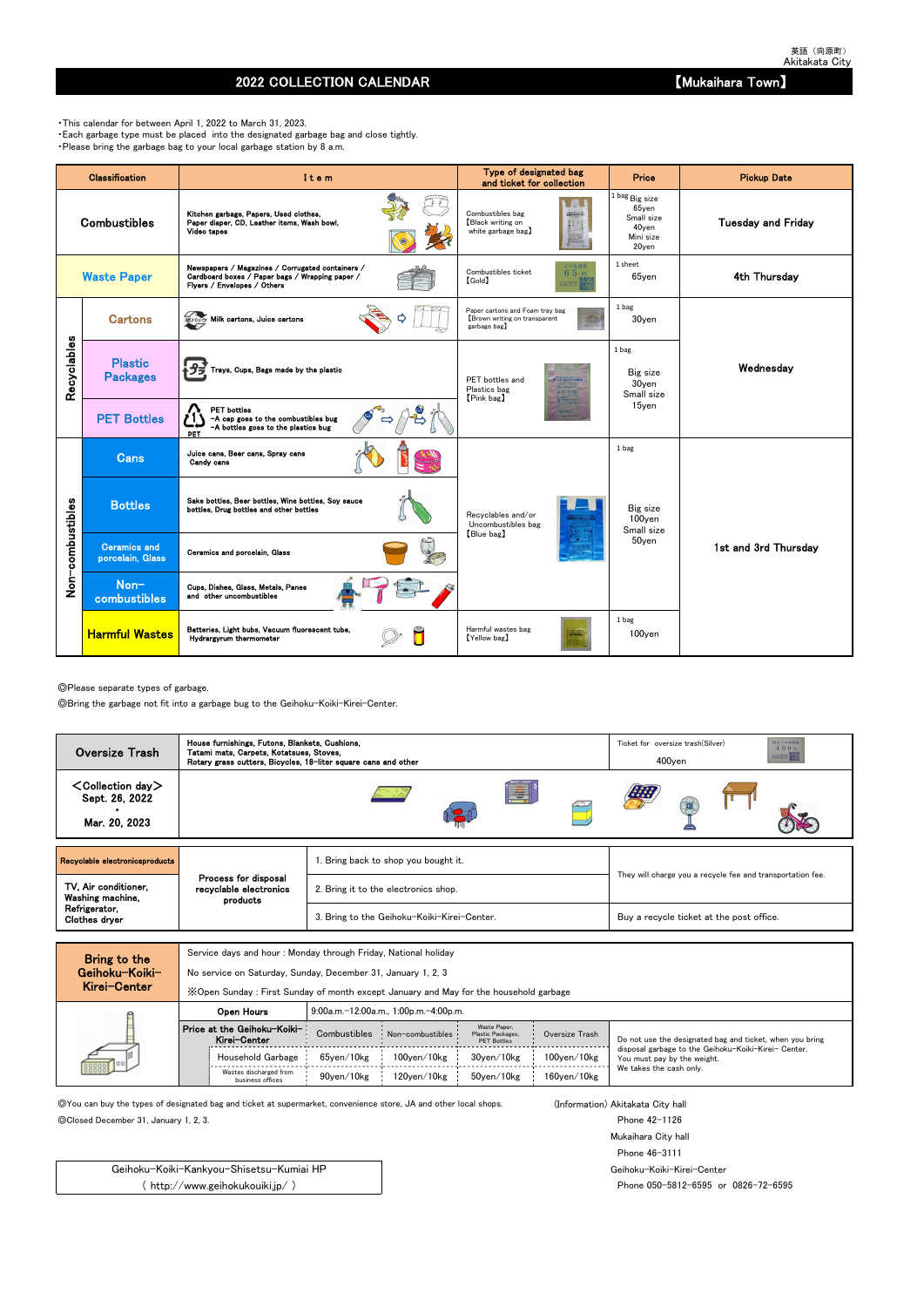英語（向原町）
Akitakata City

# 2022 COLLECTION CALENDAR 【Mukaihara Town】

・This calendar for between April 1, 2022 to March 31, 2023.
・Each garbage type must be placed into the designated garbage bag and close tightly.
・Please bring the garbage bag to your local garbage station by 8 a.m.

| Classification | | Item | Type of designated bag and ticket for collection | Price | Pickup Date |
|---|---|---|---|---|---|
| Combustibles | | Kitchen garbage, Papers, Used clothes, Paper diaper, CD, Leather items, Wash bowl, Video tapes | Combustibles bag【Black writing on white garbage bag】 | 1 bag Big size 65yen Small size 40yen Mini size 20yen | Tuesday and Friday |
| Waste Paper | | Newspapers / Magazines / Corrugated containers / Cardboard boxes / Paper bags / Wrapping paper / Flyers / Envelopes / Others | Combustibles ticket【Gold】 | 1 sheet 65yen | 4th Thursday |
| Recyclables | Cartons | Milk cartons, Juice cartons | Paper cartons and Foam tray bag【Brown writing on transparent garbage bag】 | 1 bag 30yen | Wednesday |
| | Plastic Packages | Trays, Cups, Bags made by the plastic | PET bottles and Plastics bag【Pink bag】 | 1 bag Big size 30yen Small size 15yen | |
| | PET Bottles | PET bottles -A cap goes to the combustibles bug -A bottles goes to the plastics bug | | | |
| Non-combustibles | Cans | Juice cans, Beer cans, Spray cans Candy cans | Recyclables and/or Uncombustibles bag【Blue bag】 | 1 bag Big size 100yen Small size 50yen | 1st and 3rd Thursday |
| | Bottles | Sake bottles, Beer bottles, Wine bottles, Soy sauce bottles, Drug bottles and other bottles | | | |
| | Ceramics and porcelain, Glass | Ceramics and porcelain, Glass | | | |
| | Non-combustibles | Cups, Dishes, Glass, Metals, Panes and other uncombustibles | | | |
| | Harmful Wastes | Batteries, Light bubs, Vacuum fluorescent tube, Hydrargyrum thermometer | Harmful wastes bag【Yellow bag】 | 1 bag 100yen | |

◎Please separate types of garbage.
◎Bring the garbage not fit into a garbage bug to the Geihoku-Koiki-Kirei-Center.

| Oversize Trash | House furnishings, Futons, Blankets, Cushions, Tatami mats, Carpets, Kotatsues, Stoves, Rotary grass cutters, Bicycles, 18-liter square cans and other | Ticket for oversize trash(Silver) 400yen |
|---|---|---|
| ＜Collection day＞ Sept. 26, 2022 ・ Mar. 20, 2023 | | |

| Recyclable electronicsproducts | Process for disposal recyclable electronics products | | |
|---|---|---|---|
| TV, Air conditioner, Washing machine, Refrigerator, Clothes dryer | | 1. Bring back to shop you bought it. | They will charge you a recycle fee and transportation fee. |
| | | 2. Bring it to the electronics shop. | |
| | | 3. Bring to the Geihoku-Koiki-Kirei-Center. | Buy a recycle ticket at the post office. |

| Bring to the Geihoku-Koiki-Kirei-Center | Service days and hour : Monday through Friday, National holiday<br>No service on Saturday, Sunday, December 31, January 1, 2, 3<br>※Open Sunday : First Sunday of month except January and May for the household garbage | | | | | |
|---|---|---|---|---|---|---|
| | Open Hours | 9:00a.m.-12:00a.m., 1:00p.m.-4:00p.m. | | | | |
| | Price at the Geihoku-Koiki-Kirei-Center | Combustibles | Non-combustibles | Waste Paper, Plastic Packages, PET Bottles | Oversize Trash | Do not use the designated bag and ticket, when you bring disposal garbage to the Geihoku-Koiki-Kirei- Center. You must pay by the weight. We takes the cash only. |
| | Household Garbage | 65yen/10kg | 100yen/10kg | 30yen/10kg | 100yen/10kg | |
| | Wastes discharged from business offices | 90yen/10kg | 120yen/10kg | 50yen/10kg | 160yen/10kg | |

◎You can buy the types of designated bag and ticket at supermarket, convenience store, JA and other local shops.
◎Closed December 31, January 1, 2, 3.

Geihoku-Koiki-Kankyou-Shisetsu-Kumiai HP
（ http://www.geihokukouiki.jp/ ）

(Information) Akitakata City hall
Phone 42-1126
Mukaihara City hall
Phone 46-3111
Geihoku-Koiki-Kirei-Center
Phone 050-5812-6595 or 0826-72-6595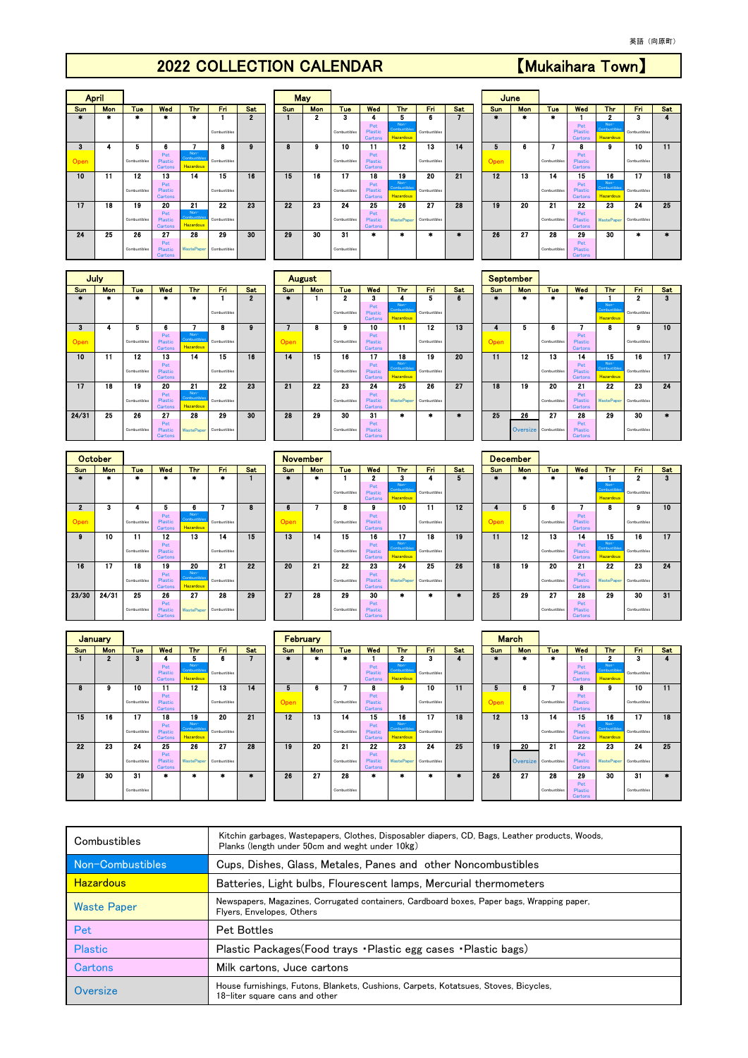英語（向原町）

# 2022 COLLECTION CALENDAR 【Mukaihara Town】

## April

| Sun | Mon | Tue | Wed | Thr | Fri | Sat |
|---|---|---|---|---|---|---|
| * | * | * | * | * | 1 Combustibles | 2 |
| 3 Open | 4 | 5 Combustibles | 6 Pet Plastic Cartons | 7 Non-Combustibles Hazardous | 8 Combustibles | 9 |
| 10 | 11 | 12 Combustibles | 13 Pet Plastic Cartons | 14 | 15 Combustibles | 16 |
| 17 | 18 | 19 Combustibles | 20 Pet Plastic Cartons | 21 Non-Combustibles Hazardous | 22 Combustibles | 23 |
| 24 | 25 | 26 Combustibles | 27 Pet Plastic Cartons | 28 WastePaper | 29 Combustibles | 30 |

## May

| Sun | Mon | Tue | Wed | Thr | Fri | Sat |
|---|---|---|---|---|---|---|
| 1 | 2 | 3 Combustibles | 4 Pet Plastic Cartons | 5 Non-Combustibles Hazardous | 6 Combustibles | 7 |
| 8 | 9 | 10 Combustibles | 11 Pet Plastic Cartons | 12 | 13 Combustibles | 14 |
| 15 | 16 | 17 Combustibles | 18 Pet Plastic Cartons | 19 Non-Combustibles Hazardous | 20 Combustibles | 21 |
| 22 | 23 | 24 Combustibles | 25 Pet Plastic Cartons | 26 WastePaper | 27 Combustibles | 28 |
| 29 | 30 | 31 Combustibles | * | * | * | * |

## June

| Sun | Mon | Tue | Wed | Thr | Fri | Sat |
|---|---|---|---|---|---|---|
| * | * | * | 1 Pet Plastic Cartons | 2 Non-Combustibles Hazardous | 3 Combustibles | 4 |
| 5 Open | 6 | 7 Combustibles | 8 Pet Plastic Cartons | 9 | 10 Combustibles | 11 |
| 12 | 13 | 14 Combustibles | 15 Pet Plastic Cartons | 16 Non-Combustibles Hazardous | 17 Combustibles | 18 |
| 19 | 20 | 21 Combustibles | 22 Pet Plastic Cartons | 23 WastePaper | 24 Combustibles | 25 |
| 26 | 27 | 28 Combustibles | 29 Pet Plastic Cartons | 30 | * | * |

## July

| Sun | Mon | Tue | Wed | Thr | Fri | Sat |
|---|---|---|---|---|---|---|
| * | * | * | * | * | 1 Combustibles | 2 |
| 3 Open | 4 | 5 Combustibles | 6 Pet Plastic Cartons | 7 Non-Combustibles Hazardous | 8 Combustibles | 9 |
| 10 | 11 | 12 Combustibles | 13 Pet Plastic Cartons | 14 | 15 Combustibles | 16 |
| 17 | 18 | 19 Combustibles | 20 Pet Plastic Cartons | 21 Non-Combustibles Hazardous | 22 Combustibles | 23 |
| 24/31 | 25 | 26 Combustibles | 27 Pet Plastic Cartons | 28 WastePaper | 29 Combustibles | 30 |

## August

| Sun | Mon | Tue | Wed | Thr | Fri | Sat |
|---|---|---|---|---|---|---|
| * | 1 | 2 Combustibles | 3 Pet Plastic Cartons | 4 Non-Combustibles Hazardous | 5 Combustibles | 6 |
| 7 Open | 8 | 9 Combustibles | 10 Pet Plastic Cartons | 11 | 12 Combustibles | 13 |
| 14 | 15 | 16 Combustibles | 17 Pet Plastic Cartons | 18 Non-Combustibles Hazardous | 19 Combustibles | 20 |
| 21 | 22 | 23 Combustibles | 24 Pet Plastic Cartons | 25 WastePaper | 26 Combustibles | 27 |
| 28 | 29 | 30 Combustibles | 31 Pet Plastic Cartons | * | * | * |

## September

| Sun | Mon | Tue | Wed | Thr | Fri | Sat |
|---|---|---|---|---|---|---|
| * | * | * | * | 1 Non-Combustibles Hazardous | 2 Combustibles | 3 |
| 4 Open | 5 | 6 Combustibles | 7 Pet Plastic Cartons | 8 | 9 Combustibles | 10 |
| 11 | 12 | 13 Combustibles | 14 Pet Plastic Cartons | 15 Non-Combustibles Hazardous | 16 Combustibles | 17 |
| 18 | 19 | 20 Combustibles | 21 Pet Plastic Cartons | 22 WastePaper | 23 Combustibles | 24 |
| 25 | 26 Oversize | 27 Combustibles | 28 Pet Plastic Cartons | 29 | 30 Combustibles | * |

## October

| Sun | Mon | Tue | Wed | Thr | Fri | Sat |
|---|---|---|---|---|---|---|
| * | * | * | * | * | * | 1 |
| 2 Open | 3 | 4 Combustibles | 5 Pet Plastic Cartons | 6 Non-Combustibles Hazardous | 7 Combustibles | 8 |
| 9 | 10 | 11 Combustibles | 12 Pet Plastic Cartons | 13 | 14 Combustibles | 15 |
| 16 | 17 | 18 Combustibles | 19 Pet Plastic Cartons | 20 Non-Combustibles Hazardous | 21 Combustibles | 22 |
| 23/30 | 24/31 | 25 Combustibles | 26 Pet Plastic Cartons | 27 WastePaper | 28 Combustibles | 29 |

## November

| Sun | Mon | Tue | Wed | Thr | Fri | Sat |
|---|---|---|---|---|---|---|
| * | * | 1 Combustibles | 2 Pet Plastic Cartons | 3 Non-Combustibles Hazardous | 4 Combustibles | 5 |
| 6 Open | 7 | 8 Combustibles | 9 Pet Plastic Cartons | 10 | 11 Combustibles | 12 |
| 13 | 14 | 15 Combustibles | 16 Pet Plastic Cartons | 17 Non-Combustibles Hazardous | 18 Combustibles | 19 |
| 20 | 21 | 22 Combustibles | 23 Pet Plastic Cartons | 24 WastePaper | 25 Combustibles | 26 |
| 27 | 28 | 29 Combustibles | 30 Pet Plastic Cartons | * | * | * |

## December

| Sun | Mon | Tue | Wed | Thr | Fri | Sat |
|---|---|---|---|---|---|---|
| * | * | * | * | 1 Non-Combustibles Hazardous | 2 Combustibles | 3 |
| 4 Open | 5 | 6 Combustibles | 7 Pet Plastic Cartons | 8 | 9 Combustibles | 10 |
| 11 | 12 | 13 Combustibles | 14 Pet Plastic Cartons | 15 Non-Combustibles Hazardous | 16 Combustibles | 17 |
| 18 | 19 | 20 Combustibles | 21 Pet Plastic Cartons | 22 WastePaper | 23 Combustibles | 24 |
| 25 | 26 | 27 Combustibles | 28 Pet Plastic Cartons | 29 | 30 | 31 |

## January

| Sun | Mon | Tue | Wed | Thr | Fri | Sat |
|---|---|---|---|---|---|---|
| 1 | 2 | 3 | 4 Pet Plastic Cartons | 5 Non-Combustibles Hazardous | 6 Combustibles | 7 |
| 8 | 9 | 10 Combustibles | 11 Pet Plastic Cartons | 12 | 13 Combustibles | 14 |
| 15 | 16 | 17 Combustibles | 18 Pet Plastic Cartons | 19 Non-Combustibles Hazardous | 20 Combustibles | 21 |
| 22 | 23 | 24 Combustibles | 25 Pet Plastic Cartons | 26 WastePaper | 27 Combustibles | 28 |
| 29 | 30 | 31 Combustibles | * | * | * | * |

## February

| Sun | Mon | Tue | Wed | Thr | Fri | Sat |
|---|---|---|---|---|---|---|
| * | * | * | 1 Pet Plastic Cartons | 2 Non-Combustibles Hazardous | 3 Combustibles | 4 |
| 5 Open | 6 | 7 Combustibles | 8 Pet Plastic Cartons | 9 | 10 Combustibles | 11 |
| 12 | 13 | 14 Combustibles | 15 Pet Plastic Cartons | 16 Non-Combustibles Hazardous | 17 Combustibles | 18 |
| 19 | 20 | 21 Combustibles | 22 Pet Plastic Cartons | 23 WastePaper | 24 Combustibles | 25 |
| 26 | 27 | 28 Combustibles | * | * | * | * |

## March

| Sun | Mon | Tue | Wed | Thr | Fri | Sat |
|---|---|---|---|---|---|---|
| * | * | * | 1 Pet Plastic Cartons | 2 Non-Combustibles Hazardous | 3 Combustibles | 4 |
| 5 Open | 6 | 7 Combustibles | 8 Pet Plastic Cartons | 9 | 10 Combustibles | 11 |
| 12 | 13 | 14 Combustibles | 15 Pet Plastic Cartons | 16 Non-Combustibles Hazardous | 17 Combustibles | 18 |
| 19 | 20 Oversize | 21 Combustibles | 22 Pet Plastic Cartons | 23 WastePaper | 24 Combustibles | 25 |
| 26 | 27 | 28 Combustibles | 29 Pet Plastic Cartons | 30 | 31 Combustibles | * |

| | |
|---|---|
| Combustibles | Kitchin garbages, Wastepapers, Clothes, Disposabler diapers, CD, Bags, Leather products, Woods, Planks (length under 50cm and weght under 10kg) |
| Non-Combustibles | Cups, Dishes, Glass, Metales, Panes and other Noncombustibles |
| Hazardous | Batteries, Light bulbs, Flourescent lamps, Mercurial thermometers |
| Waste Paper | Newspapers, Magazines, Corrugated containers, Cardboard boxes, Paper bags, Wrapping paper, Flyers, Envelopes, Others |
| Pet | Pet Bottles |
| Plastic | Plastic Packages(Food trays ・Plastic egg cases ・Plastic bags) |
| Cartons | Milk cartons, Juce cartons |
| Oversize | House furnishings, Futons, Blankets, Cushions, Carpets, Kotatsues, Stoves, Bicycles, 18-liter square cans and other |